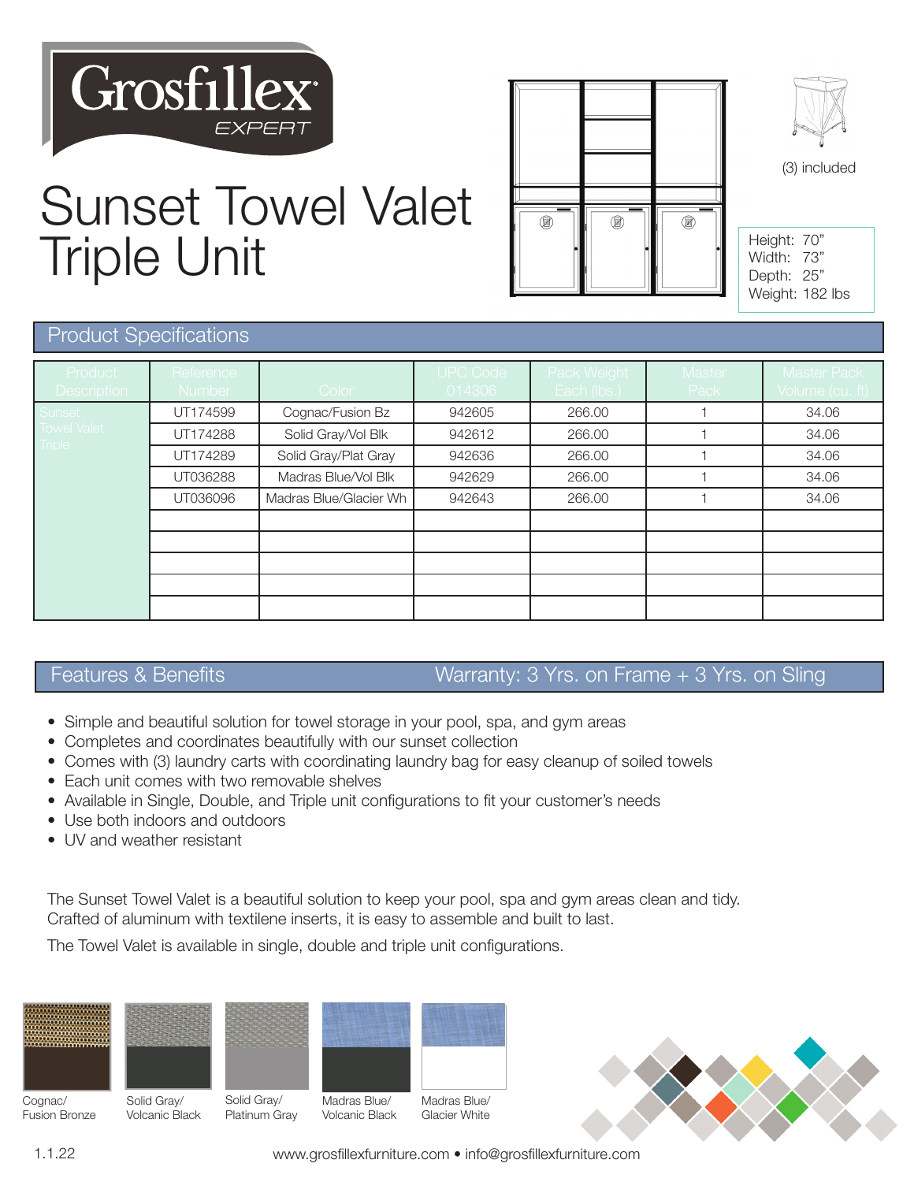# Sunset Towel Valet Triple Unit

(3) included

Height: 70"
Width: 73"
Depth: 25"
Weight: 182 lbs

## Product Specifications

| Product Description | Reference Number | Color | UPC Code 014306 | Pack Weight Each (lbs.) | Master Pack | Master Pack Volume (cu. ft) |
|---|---|---|---|---|---|---|
| Sunset Towel Valet Triple | UT174599 | Cognac/Fusion Bz | 942605 | 266.00 | 1 | 34.06 |
| | UT174288 | Solid Gray/Vol Blk | 942612 | 266.00 | 1 | 34.06 |
| | UT174289 | Solid Gray/Plat Gray | 942636 | 266.00 | 1 | 34.06 |
| | UT036288 | Madras Blue/Vol Blk | 942629 | 266.00 | 1 | 34.06 |
| | UT036096 | Madras Blue/Glacier Wh | 942643 | 266.00 | 1 | 34.06 |

## Features & Benefits

**Warranty: 3 Yrs. on Frame + 3 Yrs. on Sling**

- Simple and beautiful solution for towel storage in your pool, spa, and gym areas
- Completes and coordinates beautifully with our sunset collection
- Comes with (3) laundry carts with coordinating laundry bag for easy cleanup of soiled towels
- Each unit comes with two removable shelves
- Available in Single, Double, and Triple unit configurations to fit your customer's needs
- Use both indoors and outdoors
- UV and weather resistant

The Sunset Towel Valet is a beautiful solution to keep your pool, spa and gym areas clean and tidy. Crafted of aluminum with textilene inserts, it is easy to assemble and built to last.

The Towel Valet is available in single, double and triple unit configurations.

Cognac/ Fusion Bronze

Solid Gray/ Volcanic Black

Solid Gray/ Platinum Gray

Madras Blue/ Volcanic Black

Madras Blue/ Glacier White

1.1.22

www.grosfillexfurniture.com • info@grosfillexfurniture.com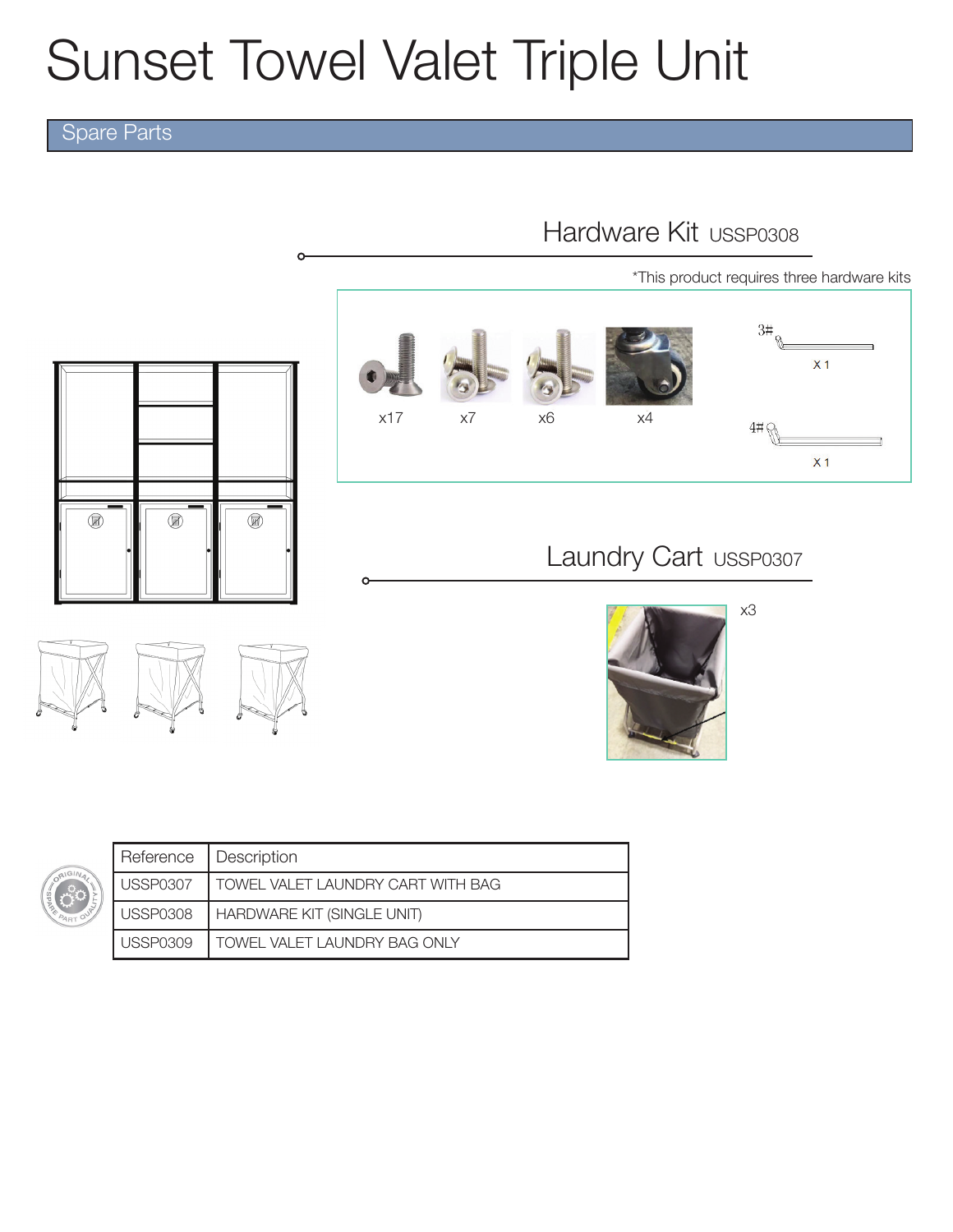# Sunset Towel Valet Triple Unit

## Spare Parts

### Hardware Kit USSP0308

*This product requires three hardware kits

x17

x7

x6

x4

3#

X 1

4#

X 1

### Laundry Cart USSP0307

x3

| Reference | Description |
|---|---|
| USSP0307 | TOWEL VALET LAUNDRY CART WITH BAG |
| USSP0308 | HARDWARE KIT (SINGLE UNIT) |
| USSP0309 | TOWEL VALET LAUNDRY BAG ONLY |